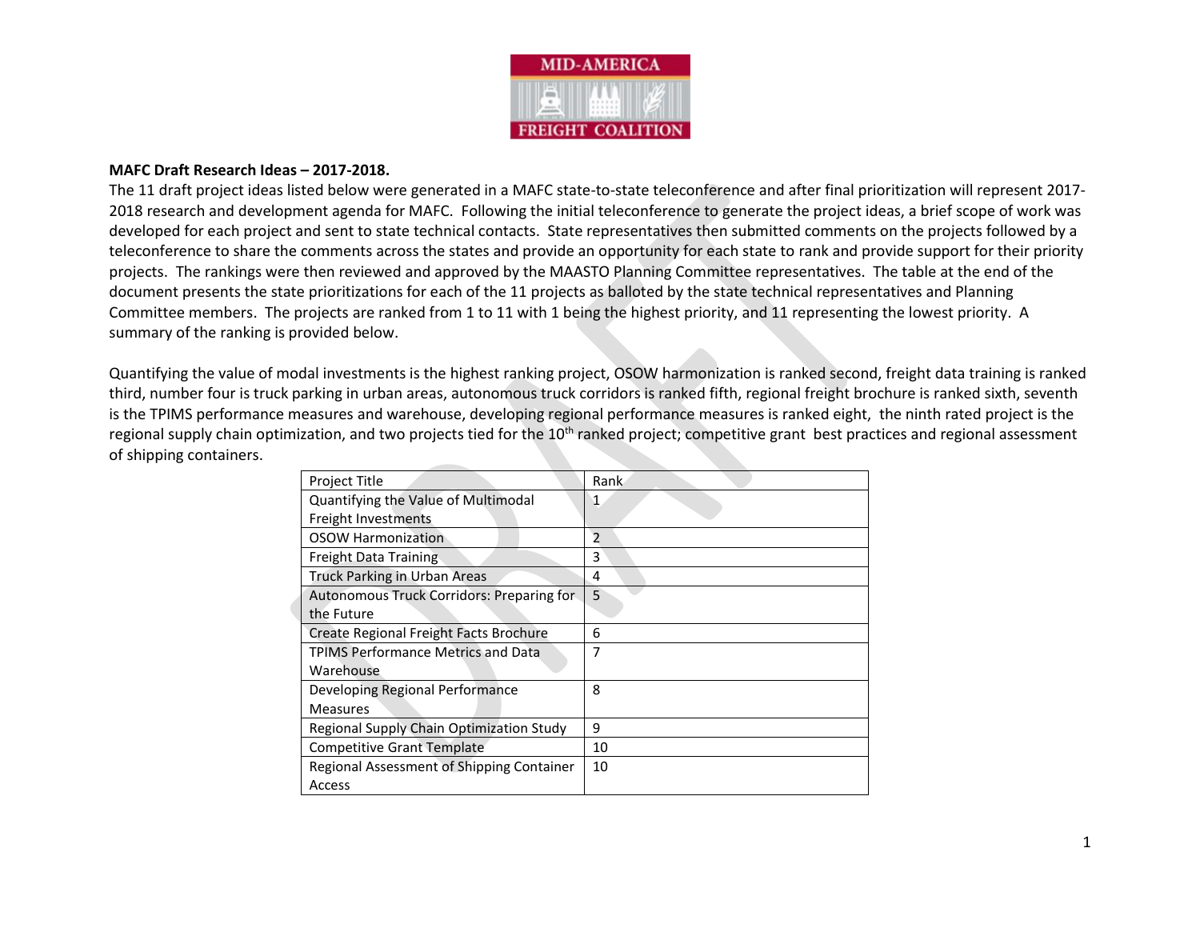**MAFC Draft Research Ideas – 2017-2018.**

The 11 draft project ideas listed below were generated in a MAFC state-to-state teleconference and after final prioritization will represent 2017-2018 research and development agenda for MAFC. Following the initial teleconference to generate the project ideas, a brief scope of work was developed for each project and sent to state technical contacts. State representatives then submitted comments on the projects followed by a teleconference to share the comments across the states and provide an opportunity for each state to rank and provide support for their priority projects. The rankings were then reviewed and approved by the MAASTO Planning Committee representatives. The table at the end of the document presents the state prioritizations for each of the 11 projects as balloted by the state technical representatives and Planning Committee members. The projects are ranked from 1 to 11 with 1 being the highest priority, and 11 representing the lowest priority. A summary of the ranking is provided below.

Quantifying the value of modal investments is the highest ranking project, OSOW harmonization is ranked second, freight data training is ranked third, number four is truck parking in urban areas, autonomous truck corridors is ranked fifth, regional freight brochure is ranked sixth, seventh is the TPIMS performance measures and warehouse, developing regional performance measures is ranked eight, the ninth rated project is the regional supply chain optimization, and two projects tied for the 10th ranked project; competitive grant best practices and regional assessment of shipping containers.

| Project Title | Rank |
|---|---|
| Quantifying the Value of Multimodal Freight Investments | 1 |
| OSOW Harmonization | 2 |
| Freight Data Training | 3 |
| Truck Parking in Urban Areas | 4 |
| Autonomous Truck Corridors: Preparing for the Future | 5 |
| Create Regional Freight Facts Brochure | 6 |
| TPIMS Performance Metrics and Data Warehouse | 7 |
| Developing Regional Performance Measures | 8 |
| Regional Supply Chain Optimization Study | 9 |
| Competitive Grant Template | 10 |
| Regional Assessment of Shipping Container Access | 10 |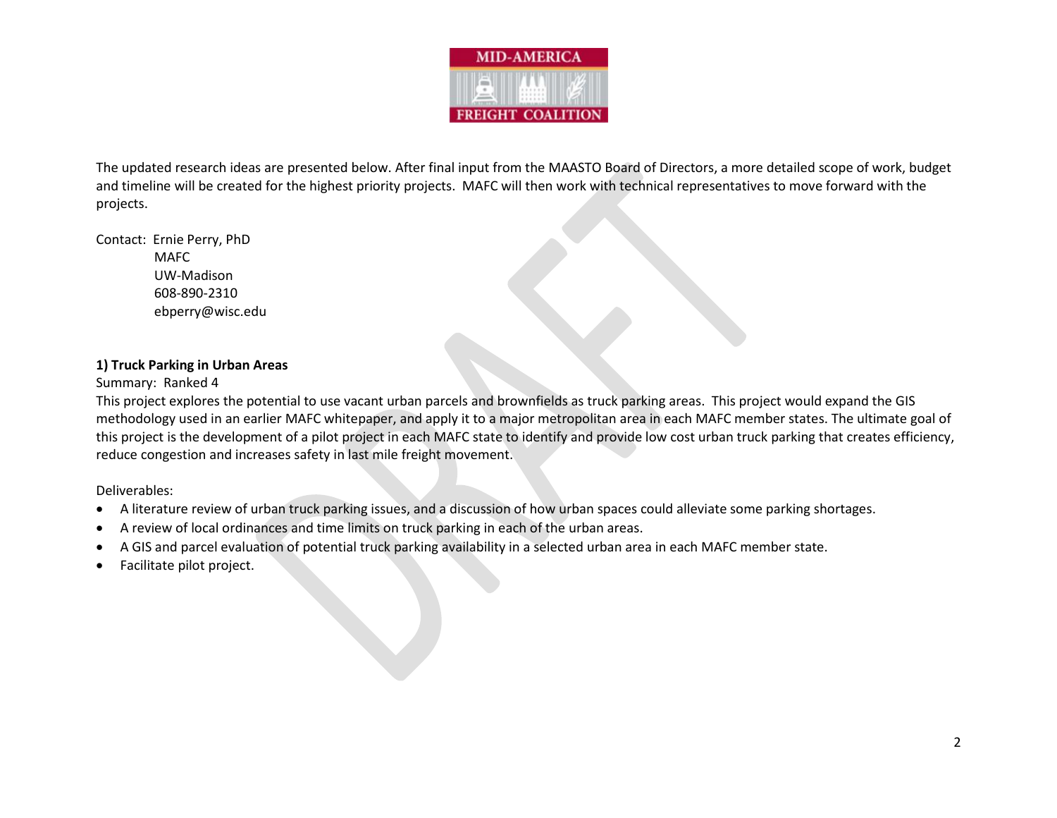MID-AMERICA FREIGHT COALITION

The updated research ideas are presented below. After final input from the MAASTO Board of Directors, a more detailed scope of work, budget and timeline will be created for the highest priority projects. MAFC will then work with technical representatives to move forward with the projects.

Contact: Ernie Perry, PhD
MAFC
UW-Madison
608-890-2310
ebperry@wisc.edu

### 1) Truck Parking in Urban Areas

Summary: Ranked 4

This project explores the potential to use vacant urban parcels and brownfields as truck parking areas. This project would expand the GIS methodology used in an earlier MAFC whitepaper, and apply it to a major metropolitan area in each MAFC member states. The ultimate goal of this project is the development of a pilot project in each MAFC state to identify and provide low cost urban truck parking that creates efficiency, reduce congestion and increases safety in last mile freight movement.

Deliverables:

- A literature review of urban truck parking issues, and a discussion of how urban spaces could alleviate some parking shortages.
- A review of local ordinances and time limits on truck parking in each of the urban areas.
- A GIS and parcel evaluation of potential truck parking availability in a selected urban area in each MAFC member state.
- Facilitate pilot project.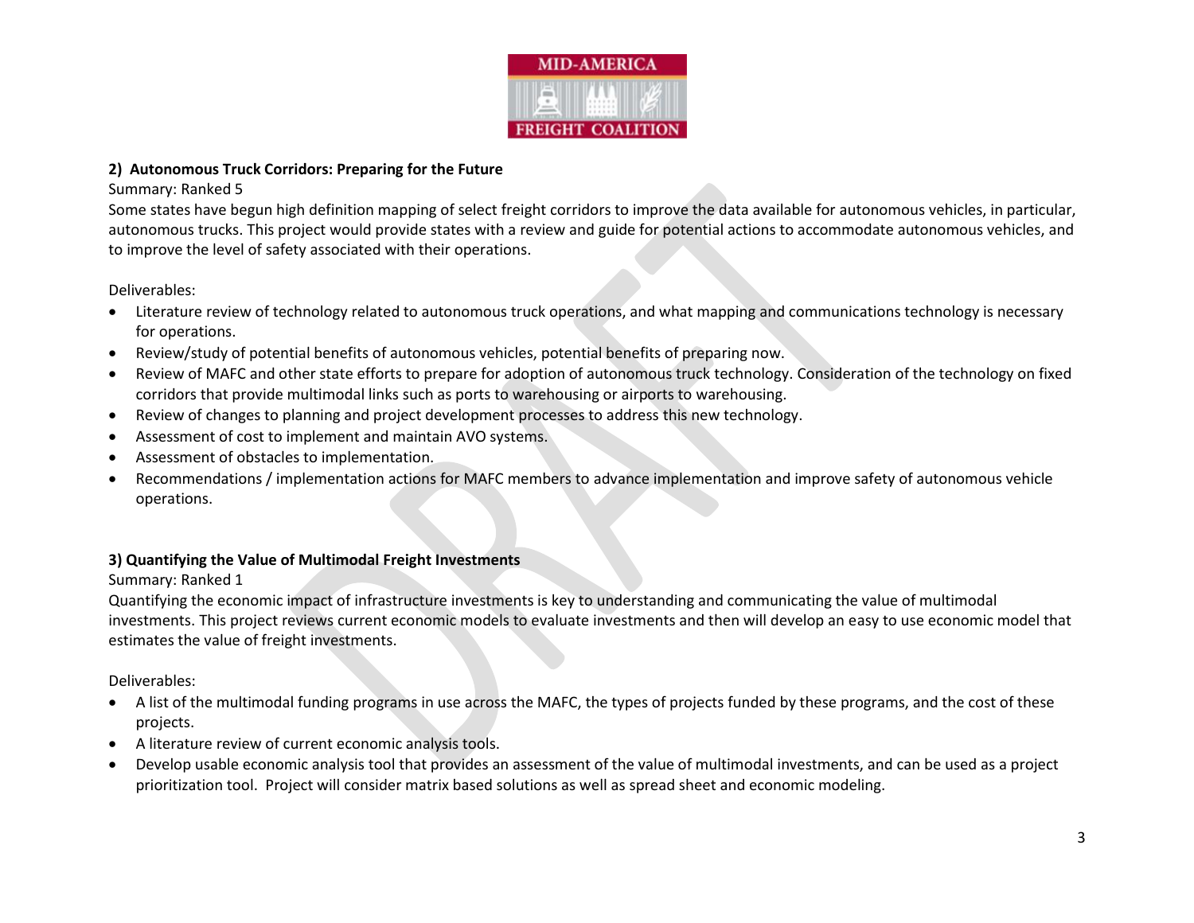**2) Autonomous Truck Corridors: Preparing for the Future**

Summary: Ranked 5

Some states have begun high definition mapping of select freight corridors to improve the data available for autonomous vehicles, in particular, autonomous trucks. This project would provide states with a review and guide for potential actions to accommodate autonomous vehicles, and to improve the level of safety associated with their operations.

Deliverables:

- Literature review of technology related to autonomous truck operations, and what mapping and communications technology is necessary for operations.
- Review/study of potential benefits of autonomous vehicles, potential benefits of preparing now.
- Review of MAFC and other state efforts to prepare for adoption of autonomous truck technology. Consideration of the technology on fixed corridors that provide multimodal links such as ports to warehousing or airports to warehousing.
- Review of changes to planning and project development processes to address this new technology.
- Assessment of cost to implement and maintain AVO systems.
- Assessment of obstacles to implementation.
- Recommendations / implementation actions for MAFC members to advance implementation and improve safety of autonomous vehicle operations.

**3) Quantifying the Value of Multimodal Freight Investments**

Summary: Ranked 1

Quantifying the economic impact of infrastructure investments is key to understanding and communicating the value of multimodal investments. This project reviews current economic models to evaluate investments and then will develop an easy to use economic model that estimates the value of freight investments.

Deliverables:

- A list of the multimodal funding programs in use across the MAFC, the types of projects funded by these programs, and the cost of these projects.
- A literature review of current economic analysis tools.
- Develop usable economic analysis tool that provides an assessment of the value of multimodal investments, and can be used as a project prioritization tool. Project will consider matrix based solutions as well as spread sheet and economic modeling.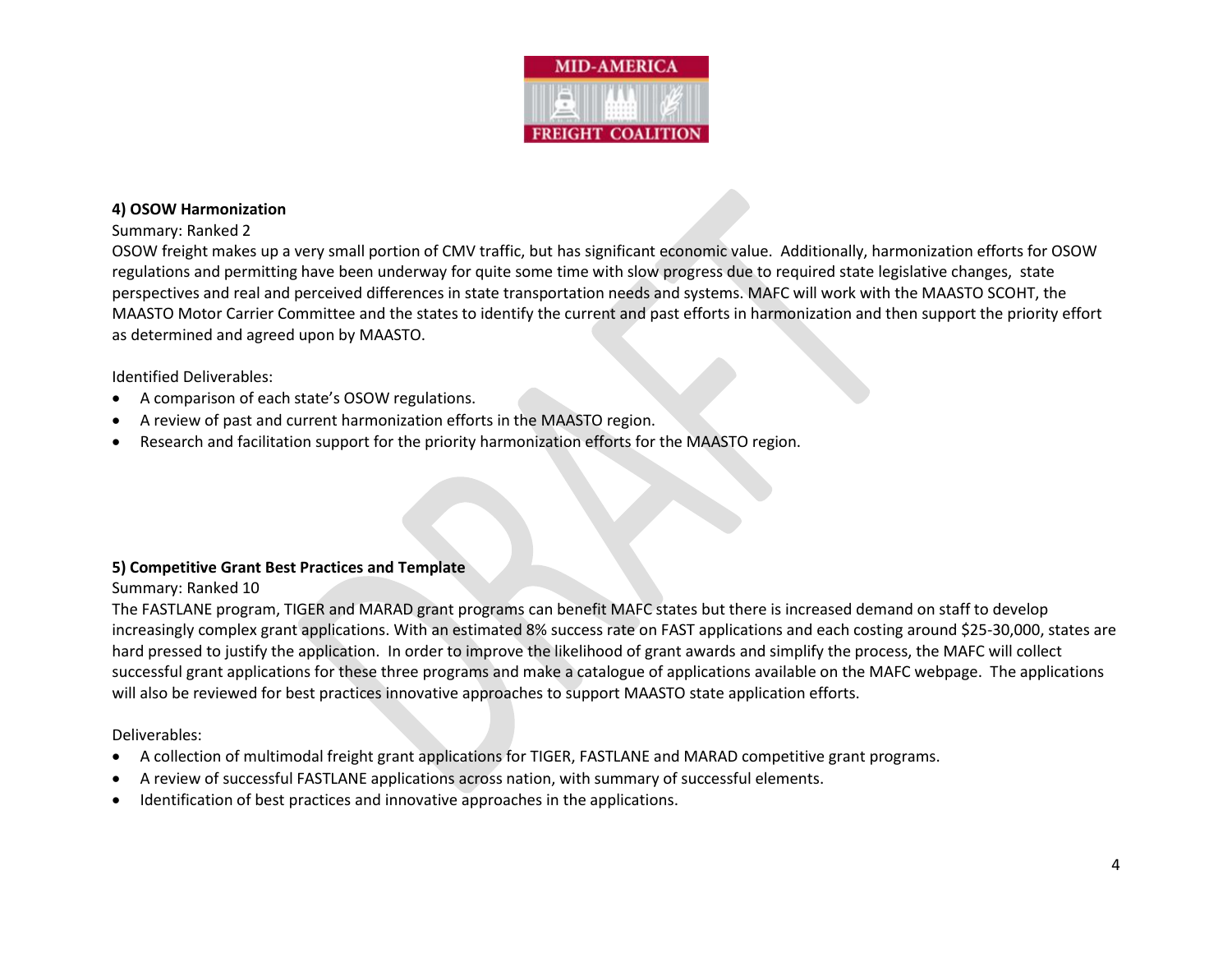**4) OSOW Harmonization**

Summary: Ranked 2

OSOW freight makes up a very small portion of CMV traffic, but has significant economic value. Additionally, harmonization efforts for OSOW regulations and permitting have been underway for quite some time with slow progress due to required state legislative changes, state perspectives and real and perceived differences in state transportation needs and systems. MAFC will work with the MAASTO SCOHT, the MAASTO Motor Carrier Committee and the states to identify the current and past efforts in harmonization and then support the priority effort as determined and agreed upon by MAASTO.

Identified Deliverables:

- A comparison of each state's OSOW regulations.
- A review of past and current harmonization efforts in the MAASTO region.
- Research and facilitation support for the priority harmonization efforts for the MAASTO region.

**5) Competitive Grant Best Practices and Template**

Summary: Ranked 10

The FASTLANE program, TIGER and MARAD grant programs can benefit MAFC states but there is increased demand on staff to develop increasingly complex grant applications. With an estimated 8% success rate on FAST applications and each costing around $25-30,000, states are hard pressed to justify the application. In order to improve the likelihood of grant awards and simplify the process, the MAFC will collect successful grant applications for these three programs and make a catalogue of applications available on the MAFC webpage. The applications will also be reviewed for best practices innovative approaches to support MAASTO state application efforts.

Deliverables:

- A collection of multimodal freight grant applications for TIGER, FASTLANE and MARAD competitive grant programs.
- A review of successful FASTLANE applications across nation, with summary of successful elements.
- Identification of best practices and innovative approaches in the applications.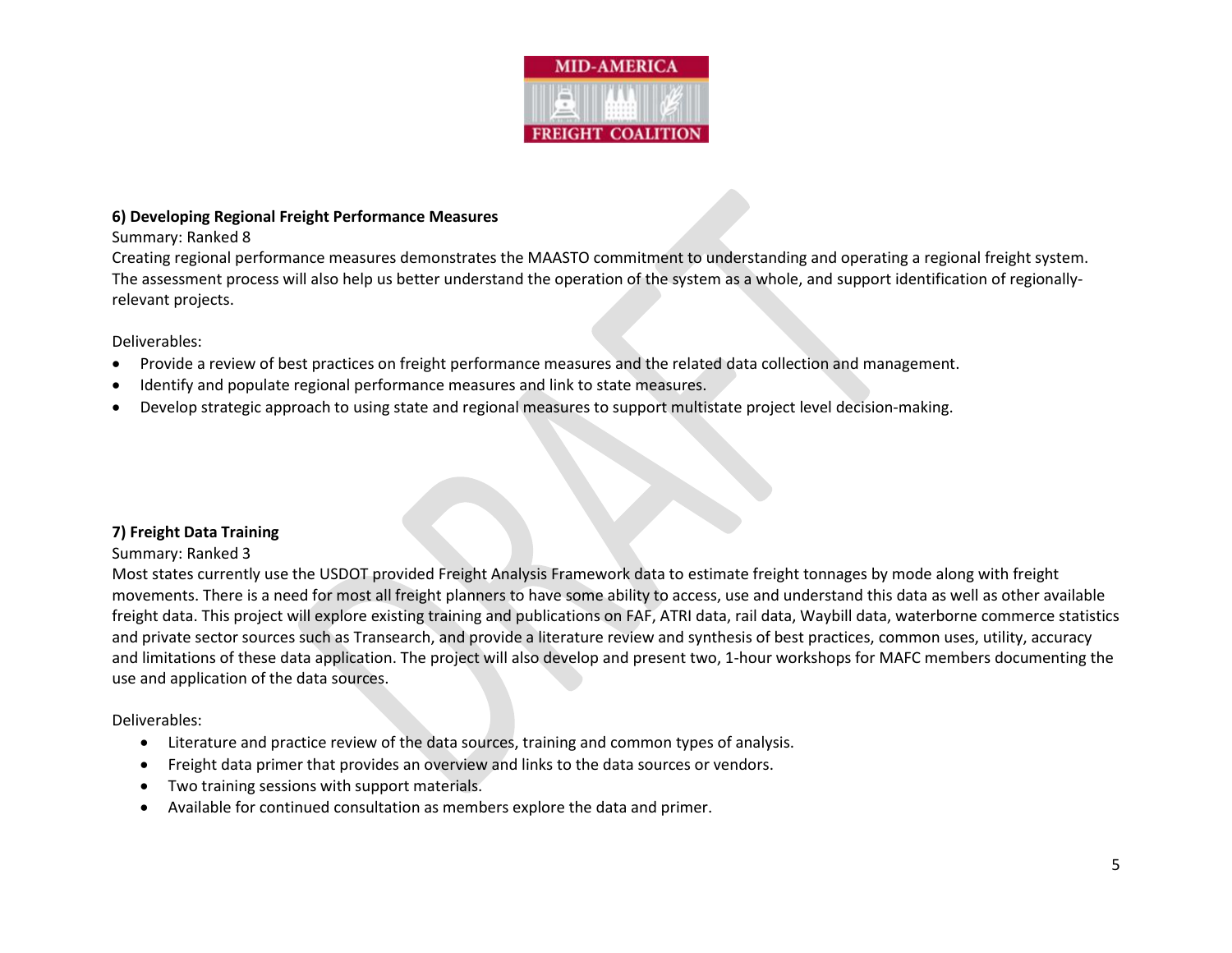### 6) Developing Regional Freight Performance Measures

Summary: Ranked 8

Creating regional performance measures demonstrates the MAASTO commitment to understanding and operating a regional freight system. The assessment process will also help us better understand the operation of the system as a whole, and support identification of regionally-relevant projects.

Deliverables:

- Provide a review of best practices on freight performance measures and the related data collection and management.
- Identify and populate regional performance measures and link to state measures.
- Develop strategic approach to using state and regional measures to support multistate project level decision-making.

### 7) Freight Data Training

Summary: Ranked 3

Most states currently use the USDOT provided Freight Analysis Framework data to estimate freight tonnages by mode along with freight movements. There is a need for most all freight planners to have some ability to access, use and understand this data as well as other available freight data. This project will explore existing training and publications on FAF, ATRI data, rail data, Waybill data, waterborne commerce statistics and private sector sources such as Transearch, and provide a literature review and synthesis of best practices, common uses, utility, accuracy and limitations of these data application. The project will also develop and present two, 1-hour workshops for MAFC members documenting the use and application of the data sources.

Deliverables:

- Literature and practice review of the data sources, training and common types of analysis.
- Freight data primer that provides an overview and links to the data sources or vendors.
- Two training sessions with support materials.
- Available for continued consultation as members explore the data and primer.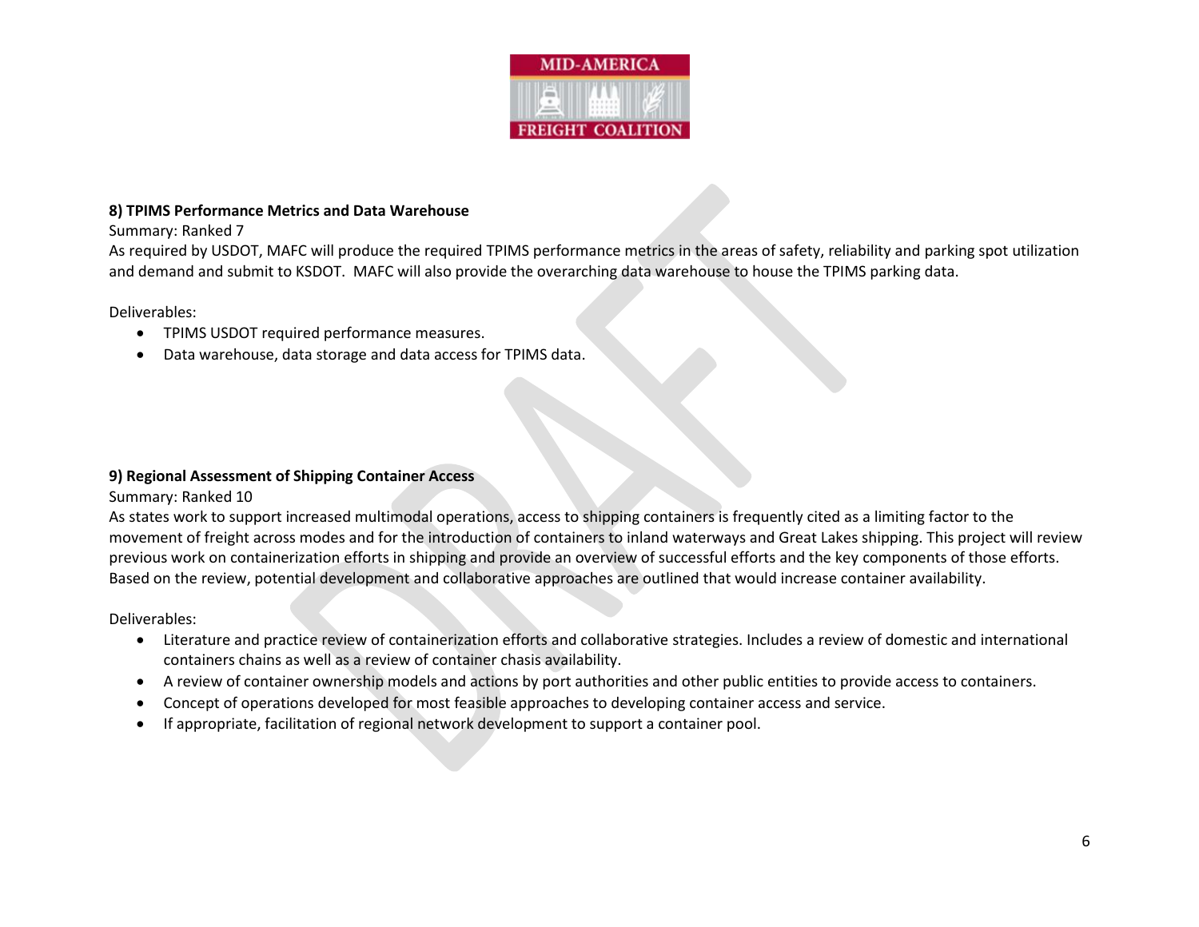**8) TPIMS Performance Metrics and Data Warehouse**

Summary: Ranked 7

As required by USDOT, MAFC will produce the required TPIMS performance metrics in the areas of safety, reliability and parking spot utilization and demand and submit to KSDOT. MAFC will also provide the overarching data warehouse to house the TPIMS parking data.

Deliverables:

- TPIMS USDOT required performance measures.
- Data warehouse, data storage and data access for TPIMS data.

**9) Regional Assessment of Shipping Container Access**

Summary: Ranked 10

As states work to support increased multimodal operations, access to shipping containers is frequently cited as a limiting factor to the movement of freight across modes and for the introduction of containers to inland waterways and Great Lakes shipping. This project will review previous work on containerization efforts in shipping and provide an overview of successful efforts and the key components of those efforts. Based on the review, potential development and collaborative approaches are outlined that would increase container availability.

Deliverables:

- Literature and practice review of containerization efforts and collaborative strategies. Includes a review of domestic and international containers chains as well as a review of container chasis availability.
- A review of container ownership models and actions by port authorities and other public entities to provide access to containers.
- Concept of operations developed for most feasible approaches to developing container access and service.
- If appropriate, facilitation of regional network development to support a container pool.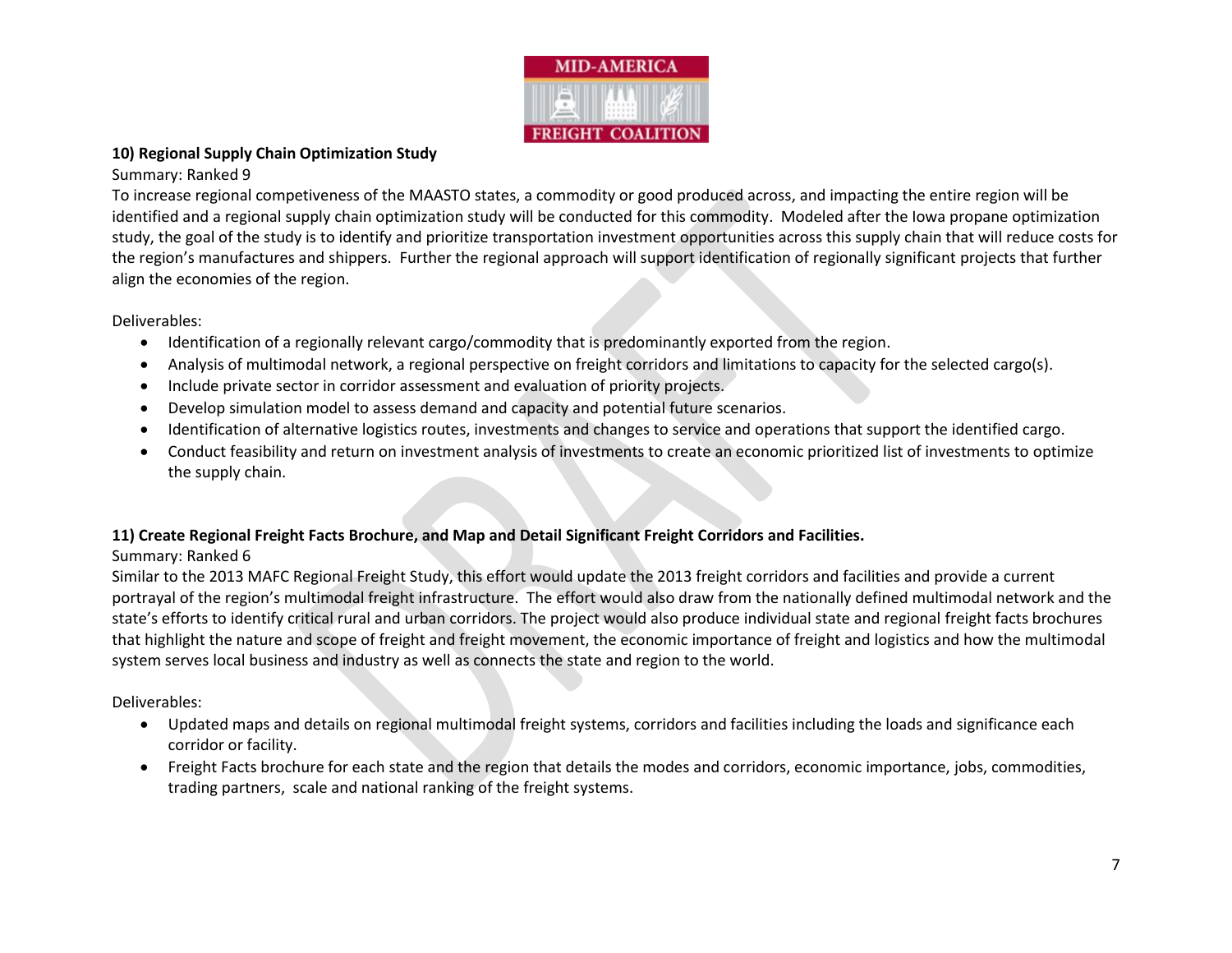**10) Regional Supply Chain Optimization Study**

Summary: Ranked 9

To increase regional competiveness of the MAASTO states, a commodity or good produced across, and impacting the entire region will be identified and a regional supply chain optimization study will be conducted for this commodity. Modeled after the Iowa propane optimization study, the goal of the study is to identify and prioritize transportation investment opportunities across this supply chain that will reduce costs for the region's manufactures and shippers. Further the regional approach will support identification of regionally significant projects that further align the economies of the region.

Deliverables:

- Identification of a regionally relevant cargo/commodity that is predominantly exported from the region.
- Analysis of multimodal network, a regional perspective on freight corridors and limitations to capacity for the selected cargo(s).
- Include private sector in corridor assessment and evaluation of priority projects.
- Develop simulation model to assess demand and capacity and potential future scenarios.
- Identification of alternative logistics routes, investments and changes to service and operations that support the identified cargo.
- Conduct feasibility and return on investment analysis of investments to create an economic prioritized list of investments to optimize the supply chain.

**11) Create Regional Freight Facts Brochure, and Map and Detail Significant Freight Corridors and Facilities.**

Summary: Ranked 6

Similar to the 2013 MAFC Regional Freight Study, this effort would update the 2013 freight corridors and facilities and provide a current portrayal of the region's multimodal freight infrastructure. The effort would also draw from the nationally defined multimodal network and the state's efforts to identify critical rural and urban corridors. The project would also produce individual state and regional freight facts brochures that highlight the nature and scope of freight and freight movement, the economic importance of freight and logistics and how the multimodal system serves local business and industry as well as connects the state and region to the world.

Deliverables:

- Updated maps and details on regional multimodal freight systems, corridors and facilities including the loads and significance each corridor or facility.
- Freight Facts brochure for each state and the region that details the modes and corridors, economic importance, jobs, commodities, trading partners, scale and national ranking of the freight systems.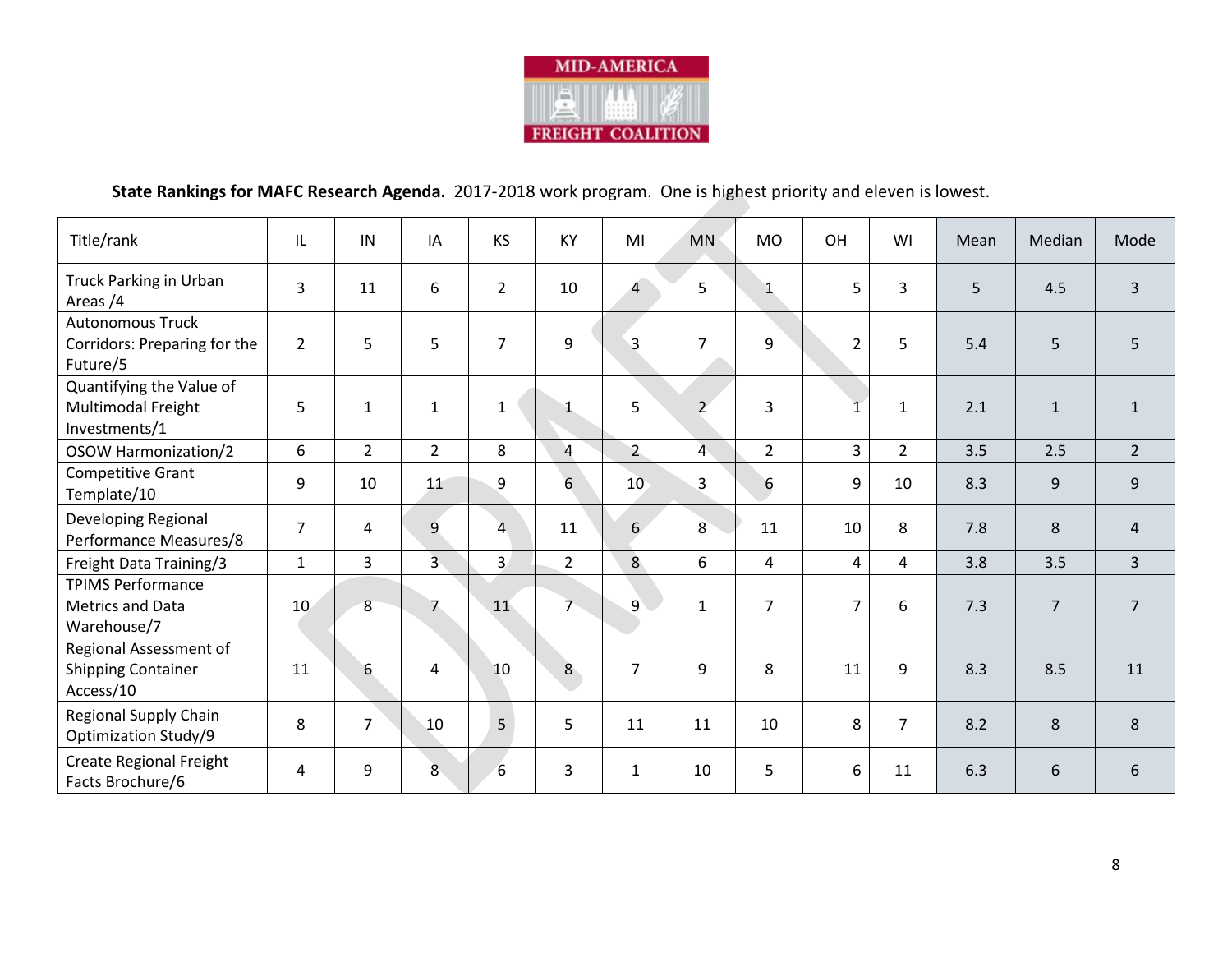MID-AMERICA FREIGHT COALITION

**State Rankings for MAFC Research Agenda.** 2017-2018 work program. One is highest priority and eleven is lowest.

| Title/rank | IL | IN | IA | KS | KY | MI | MN | MO | OH | WI | Mean | Median | Mode |
|---|---|---|---|---|---|---|---|---|---|---|---|---|---|
| Truck Parking in Urban Areas /4 | 3 | 11 | 6 | 2 | 10 | 4 | 5 | 1 | 5 | 3 | 5 | 4.5 | 3 |
| Autonomous Truck Corridors: Preparing for the Future/5 | 2 | 5 | 5 | 7 | 9 | 3 | 7 | 9 | 2 | 5 | 5.4 | 5 | 5 |
| Quantifying the Value of Multimodal Freight Investments/1 | 5 | 1 | 1 | 1 | 1 | 5 | 2 | 3 | 1 | 1 | 2.1 | 1 | 1 |
| OSOW Harmonization/2 | 6 | 2 | 2 | 8 | 4 | 2 | 4 | 2 | 3 | 2 | 3.5 | 2.5 | 2 |
| Competitive Grant Template/10 | 9 | 10 | 11 | 9 | 6 | 10 | 3 | 6 | 9 | 10 | 8.3 | 9 | 9 |
| Developing Regional Performance Measures/8 | 7 | 4 | 9 | 4 | 11 | 6 | 8 | 11 | 10 | 8 | 7.8 | 8 | 4 |
| Freight Data Training/3 | 1 | 3 | 3 | 3 | 2 | 8 | 6 | 4 | 4 | 4 | 3.8 | 3.5 | 3 |
| TPIMS Performance Metrics and Data Warehouse/7 | 10 | 8 | 7 | 11 | 7 | 9 | 1 | 7 | 7 | 6 | 7.3 | 7 | 7 |
| Regional Assessment of Shipping Container Access/10 | 11 | 6 | 4 | 10 | 8 | 7 | 9 | 8 | 11 | 9 | 8.3 | 8.5 | 11 |
| Regional Supply Chain Optimization Study/9 | 8 | 7 | 10 | 5 | 5 | 11 | 11 | 10 | 8 | 7 | 8.2 | 8 | 8 |
| Create Regional Freight Facts Brochure/6 | 4 | 9 | 8 | 6 | 3 | 1 | 10 | 5 | 6 | 11 | 6.3 | 6 | 6 |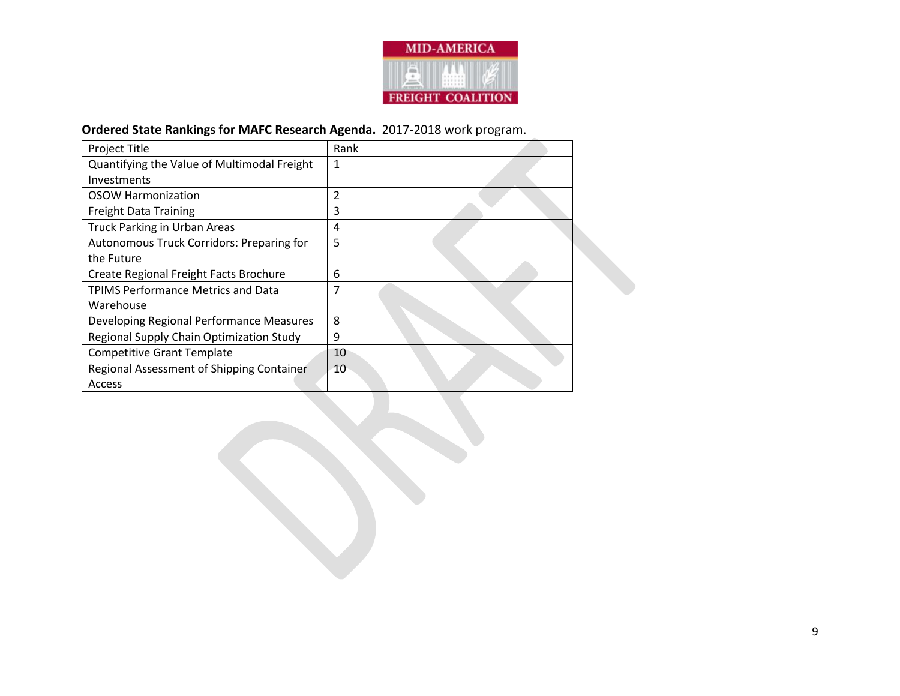**Ordered State Rankings for MAFC Research Agenda.** 2017-2018 work program.

| Project Title | Rank |
| --- | --- |
| Quantifying the Value of Multimodal Freight Investments | 1 |
| OSOW Harmonization | 2 |
| Freight Data Training | 3 |
| Truck Parking in Urban Areas | 4 |
| Autonomous Truck Corridors: Preparing for the Future | 5 |
| Create Regional Freight Facts Brochure | 6 |
| TPIMS Performance Metrics and Data Warehouse | 7 |
| Developing Regional Performance Measures | 8 |
| Regional Supply Chain Optimization Study | 9 |
| Competitive Grant Template | 10 |
| Regional Assessment of Shipping Container Access | 10 |